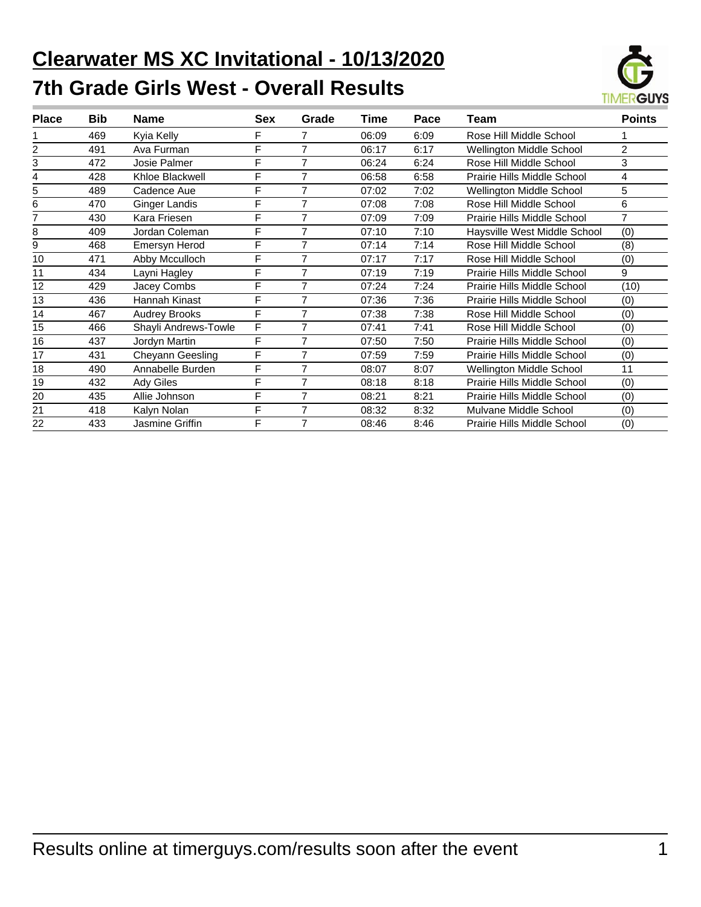# Clearwater MS XC Invitational - 10/13/2020

## 7th Grade Girls West - Overall Results

| Place | Bib | Name | Sex | Grade | Time | Pace | Team | Points |
|---|---|---|---|---|---|---|---|---|
| 1 | 469 | Kyia Kelly | F | 7 | 06:09 | 6:09 | Rose Hill Middle School | 1 |
| 2 | 491 | Ava Furman | F | 7 | 06:17 | 6:17 | Wellington Middle School | 2 |
| 3 | 472 | Josie Palmer | F | 7 | 06:24 | 6:24 | Rose Hill Middle School | 3 |
| 4 | 428 | Khloe Blackwell | F | 7 | 06:58 | 6:58 | Prairie Hills Middle School | 4 |
| 5 | 489 | Cadence Aue | F | 7 | 07:02 | 7:02 | Wellington Middle School | 5 |
| 6 | 470 | Ginger Landis | F | 7 | 07:08 | 7:08 | Rose Hill Middle School | 6 |
| 7 | 430 | Kara Friesen | F | 7 | 07:09 | 7:09 | Prairie Hills Middle School | 7 |
| 8 | 409 | Jordan Coleman | F | 7 | 07:10 | 7:10 | Haysville West Middle School | (0) |
| 9 | 468 | Emersyn Herod | F | 7 | 07:14 | 7:14 | Rose Hill Middle School | (8) |
| 10 | 471 | Abby Mcculloch | F | 7 | 07:17 | 7:17 | Rose Hill Middle School | (0) |
| 11 | 434 | Layni Hagley | F | 7 | 07:19 | 7:19 | Prairie Hills Middle School | 9 |
| 12 | 429 | Jacey Combs | F | 7 | 07:24 | 7:24 | Prairie Hills Middle School | (10) |
| 13 | 436 | Hannah Kinast | F | 7 | 07:36 | 7:36 | Prairie Hills Middle School | (0) |
| 14 | 467 | Audrey Brooks | F | 7 | 07:38 | 7:38 | Rose Hill Middle School | (0) |
| 15 | 466 | Shayli Andrews-Towle | F | 7 | 07:41 | 7:41 | Rose Hill Middle School | (0) |
| 16 | 437 | Jordyn Martin | F | 7 | 07:50 | 7:50 | Prairie Hills Middle School | (0) |
| 17 | 431 | Cheyann Geesling | F | 7 | 07:59 | 7:59 | Prairie Hills Middle School | (0) |
| 18 | 490 | Annabelle Burden | F | 7 | 08:07 | 8:07 | Wellington Middle School | 11 |
| 19 | 432 | Ady Giles | F | 7 | 08:18 | 8:18 | Prairie Hills Middle School | (0) |
| 20 | 435 | Allie Johnson | F | 7 | 08:21 | 8:21 | Prairie Hills Middle School | (0) |
| 21 | 418 | Kalyn Nolan | F | 7 | 08:32 | 8:32 | Mulvane Middle School | (0) |
| 22 | 433 | Jasmine Griffin | F | 7 | 08:46 | 8:46 | Prairie Hills Middle School | (0) |

Results online at timerguys.com/results soon after the event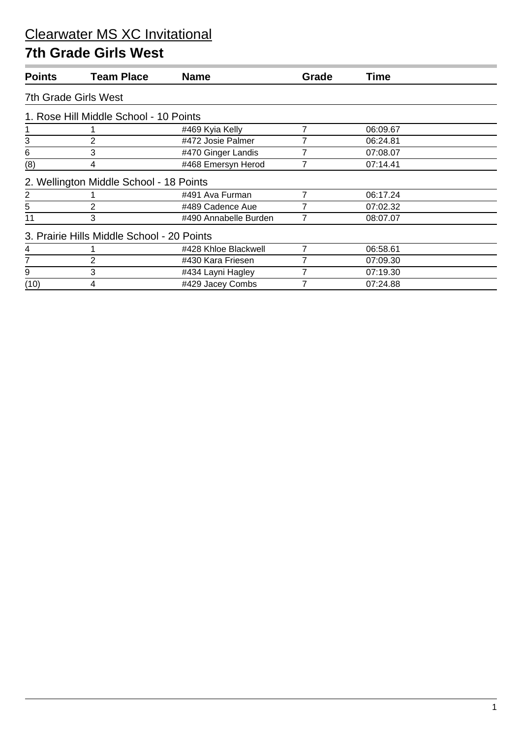# Clearwater MS XC Invitational

## 7th Grade Girls West

| Points | Team Place | Name | Grade | Time |
|---|---|---|---|---|
| **7th Grade Girls West** | | | | |
| **1. Rose Hill Middle School - 10 Points** | | | | |
| 1 | 1 | #469 Kyia Kelly | 7 | 06:09.67 |
| 3 | 2 | #472 Josie Palmer | 7 | 06:24.81 |
| 6 | 3 | #470 Ginger Landis | 7 | 07:08.07 |
| (8) | 4 | #468 Emersyn Herod | 7 | 07:14.41 |
| **2. Wellington Middle School - 18 Points** | | | | |
| 2 | 1 | #491 Ava Furman | 7 | 06:17.24 |
| 5 | 2 | #489 Cadence Aue | 7 | 07:02.32 |
| 11 | 3 | #490 Annabelle Burden | 7 | 08:07.07 |
| **3. Prairie Hills Middle School - 20 Points** | | | | |
| 4 | 1 | #428 Khloe Blackwell | 7 | 06:58.61 |
| 7 | 2 | #430 Kara Friesen | 7 | 07:09.30 |
| 9 | 3 | #434 Layni Hagley | 7 | 07:19.30 |
| (10) | 4 | #429 Jacey Combs | 7 | 07:24.88 |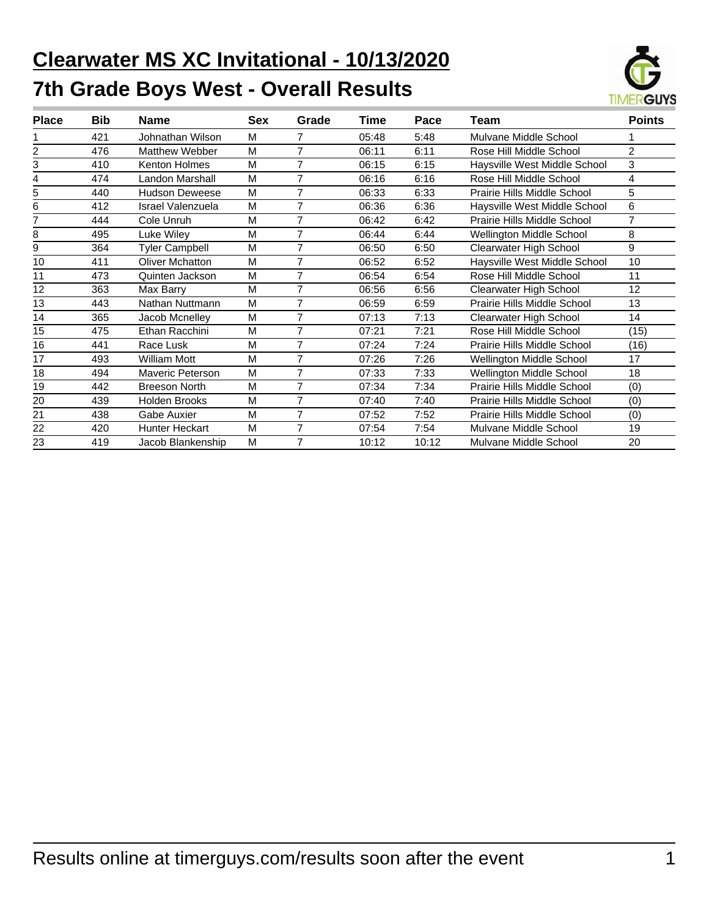# Clearwater MS XC Invitational - 10/13/2020

## 7th Grade Boys West - Overall Results

| Place | Bib | Name | Sex | Grade | Time | Pace | Team | Points |
|---|---|---|---|---|---|---|---|---|
| 1 | 421 | Johnathan Wilson | M | 7 | 05:48 | 5:48 | Mulvane Middle School | 1 |
| 2 | 476 | Matthew Webber | M | 7 | 06:11 | 6:11 | Rose Hill Middle School | 2 |
| 3 | 410 | Kenton Holmes | M | 7 | 06:15 | 6:15 | Haysville West Middle School | 3 |
| 4 | 474 | Landon Marshall | M | 7 | 06:16 | 6:16 | Rose Hill Middle School | 4 |
| 5 | 440 | Hudson Deweese | M | 7 | 06:33 | 6:33 | Prairie Hills Middle School | 5 |
| 6 | 412 | Israel Valenzuela | M | 7 | 06:36 | 6:36 | Haysville West Middle School | 6 |
| 7 | 444 | Cole Unruh | M | 7 | 06:42 | 6:42 | Prairie Hills Middle School | 7 |
| 8 | 495 | Luke Wiley | M | 7 | 06:44 | 6:44 | Wellington Middle School | 8 |
| 9 | 364 | Tyler Campbell | M | 7 | 06:50 | 6:50 | Clearwater High School | 9 |
| 10 | 411 | Oliver Mchatton | M | 7 | 06:52 | 6:52 | Haysville West Middle School | 10 |
| 11 | 473 | Quinten Jackson | M | 7 | 06:54 | 6:54 | Rose Hill Middle School | 11 |
| 12 | 363 | Max Barry | M | 7 | 06:56 | 6:56 | Clearwater High School | 12 |
| 13 | 443 | Nathan Nuttmann | M | 7 | 06:59 | 6:59 | Prairie Hills Middle School | 13 |
| 14 | 365 | Jacob Mcnelley | M | 7 | 07:13 | 7:13 | Clearwater High School | 14 |
| 15 | 475 | Ethan Racchini | M | 7 | 07:21 | 7:21 | Rose Hill Middle School | (15) |
| 16 | 441 | Race Lusk | M | 7 | 07:24 | 7:24 | Prairie Hills Middle School | (16) |
| 17 | 493 | William Mott | M | 7 | 07:26 | 7:26 | Wellington Middle School | 17 |
| 18 | 494 | Maveric Peterson | M | 7 | 07:33 | 7:33 | Wellington Middle School | 18 |
| 19 | 442 | Breeson North | M | 7 | 07:34 | 7:34 | Prairie Hills Middle School | (0) |
| 20 | 439 | Holden Brooks | M | 7 | 07:40 | 7:40 | Prairie Hills Middle School | (0) |
| 21 | 438 | Gabe Auxier | M | 7 | 07:52 | 7:52 | Prairie Hills Middle School | (0) |
| 22 | 420 | Hunter Heckart | M | 7 | 07:54 | 7:54 | Mulvane Middle School | 19 |
| 23 | 419 | Jacob Blankenship | M | 7 | 10:12 | 10:12 | Mulvane Middle School | 20 |

Results online at timerguys.com/results soon after the event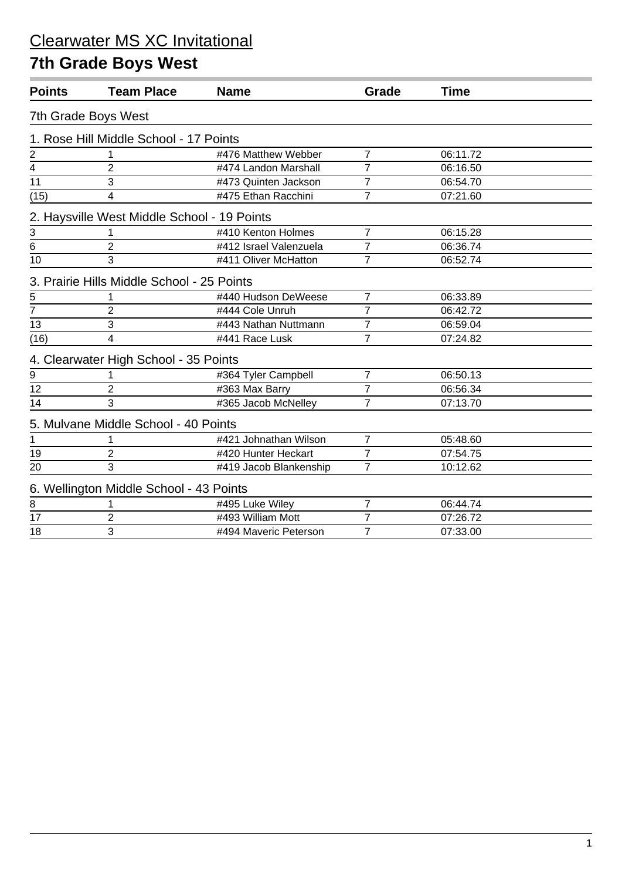# Clearwater MS XC Invitational

## 7th Grade Boys West

| Points | Team Place | Name | Grade | Time |
|---|---|---|---|---|
| **7th Grade Boys West** | | | | |
| **1. Rose Hill Middle School - 17 Points** | | | | |
| 2 | 1 | #476 Matthew Webber | 7 | 06:11.72 |
| 4 | 2 | #474 Landon Marshall | 7 | 06:16.50 |
| 11 | 3 | #473 Quinten Jackson | 7 | 06:54.70 |
| (15) | 4 | #475 Ethan Racchini | 7 | 07:21.60 |
| **2. Haysville West Middle School - 19 Points** | | | | |
| 3 | 1 | #410 Kenton Holmes | 7 | 06:15.28 |
| 6 | 2 | #412 Israel Valenzuela | 7 | 06:36.74 |
| 10 | 3 | #411 Oliver McHatton | 7 | 06:52.74 |
| **3. Prairie Hills Middle School - 25 Points** | | | | |
| 5 | 1 | #440 Hudson DeWeese | 7 | 06:33.89 |
| 7 | 2 | #444 Cole Unruh | 7 | 06:42.72 |
| 13 | 3 | #443 Nathan Nuttmann | 7 | 06:59.04 |
| (16) | 4 | #441 Race Lusk | 7 | 07:24.82 |
| **4. Clearwater High School - 35 Points** | | | | |
| 9 | 1 | #364 Tyler Campbell | 7 | 06:50.13 |
| 12 | 2 | #363 Max Barry | 7 | 06:56.34 |
| 14 | 3 | #365 Jacob McNelley | 7 | 07:13.70 |
| **5. Mulvane Middle School - 40 Points** | | | | |
| 1 | 1 | #421 Johnathan Wilson | 7 | 05:48.60 |
| 19 | 2 | #420 Hunter Heckart | 7 | 07:54.75 |
| 20 | 3 | #419 Jacob Blankenship | 7 | 10:12.62 |
| **6. Wellington Middle School - 43 Points** | | | | |
| 8 | 1 | #495 Luke Wiley | 7 | 06:44.74 |
| 17 | 2 | #493 William Mott | 7 | 07:26.72 |
| 18 | 3 | #494 Maveric Peterson | 7 | 07:33.00 |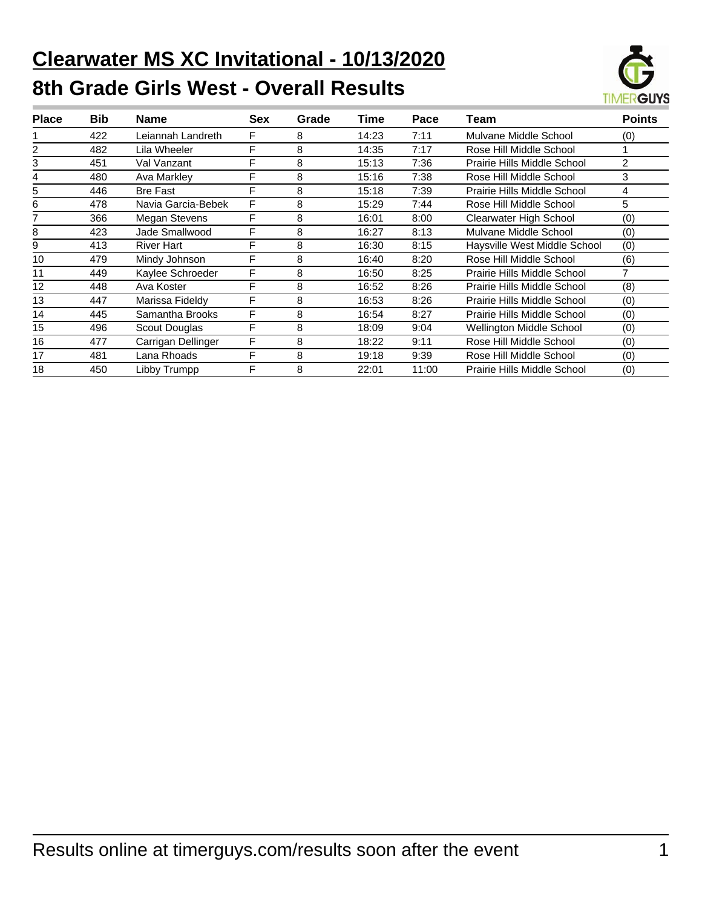# Clearwater MS XC Invitational - 10/13/2020

## 8th Grade Girls West - Overall Results

| Place | Bib | Name | Sex | Grade | Time | Pace | Team | Points |
|---|---|---|---|---|---|---|---|---|
| 1 | 422 | Leiannah Landreth | F | 8 | 14:23 | 7:11 | Mulvane Middle School | (0) |
| 2 | 482 | Lila Wheeler | F | 8 | 14:35 | 7:17 | Rose Hill Middle School | 1 |
| 3 | 451 | Val Vanzant | F | 8 | 15:13 | 7:36 | Prairie Hills Middle School | 2 |
| 4 | 480 | Ava Markley | F | 8 | 15:16 | 7:38 | Rose Hill Middle School | 3 |
| 5 | 446 | Bre Fast | F | 8 | 15:18 | 7:39 | Prairie Hills Middle School | 4 |
| 6 | 478 | Navia Garcia-Bebek | F | 8 | 15:29 | 7:44 | Rose Hill Middle School | 5 |
| 7 | 366 | Megan Stevens | F | 8 | 16:01 | 8:00 | Clearwater High School | (0) |
| 8 | 423 | Jade Smallwood | F | 8 | 16:27 | 8:13 | Mulvane Middle School | (0) |
| 9 | 413 | River Hart | F | 8 | 16:30 | 8:15 | Haysville West Middle School | (0) |
| 10 | 479 | Mindy Johnson | F | 8 | 16:40 | 8:20 | Rose Hill Middle School | (6) |
| 11 | 449 | Kaylee Schroeder | F | 8 | 16:50 | 8:25 | Prairie Hills Middle School | 7 |
| 12 | 448 | Ava Koster | F | 8 | 16:52 | 8:26 | Prairie Hills Middle School | (8) |
| 13 | 447 | Marissa Fideldy | F | 8 | 16:53 | 8:26 | Prairie Hills Middle School | (0) |
| 14 | 445 | Samantha Brooks | F | 8 | 16:54 | 8:27 | Prairie Hills Middle School | (0) |
| 15 | 496 | Scout Douglas | F | 8 | 18:09 | 9:04 | Wellington Middle School | (0) |
| 16 | 477 | Carrigan Dellinger | F | 8 | 18:22 | 9:11 | Rose Hill Middle School | (0) |
| 17 | 481 | Lana Rhoads | F | 8 | 19:18 | 9:39 | Rose Hill Middle School | (0) |
| 18 | 450 | Libby Trumpp | F | 8 | 22:01 | 11:00 | Prairie Hills Middle School | (0) |

Results online at timerguys.com/results soon after the event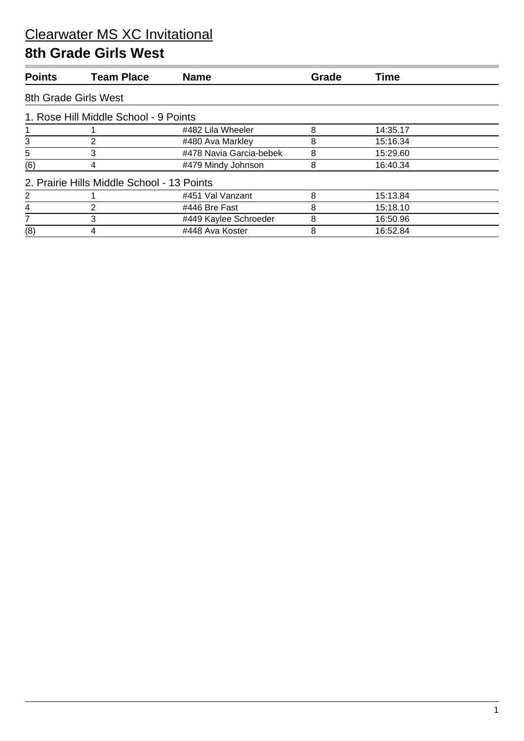# Clearwater MS XC Invitational

## 8th Grade Girls West

| Points | Team Place | Name | Grade | Time |
|---|---|---|---|---|
| **8th Grade Girls West** | | | | |
| **1. Rose Hill Middle School - 9 Points** | | | | |
| 1 | 1 | #482 Lila Wheeler | 8 | 14:35.17 |
| 3 | 2 | #480 Ava Markley | 8 | 15:16.34 |
| 5 | 3 | #478 Navia Garcia-bebek | 8 | 15:29.60 |
| (6) | 4 | #479 Mindy Johnson | 8 | 16:40.34 |
| **2. Prairie Hills Middle School - 13 Points** | | | | |
| 2 | 1 | #451 Val Vanzant | 8 | 15:13.84 |
| 4 | 2 | #446 Bre Fast | 8 | 15:18.10 |
| 7 | 3 | #449 Kaylee Schroeder | 8 | 16:50.96 |
| (8) | 4 | #448 Ava Koster | 8 | 16:52.84 |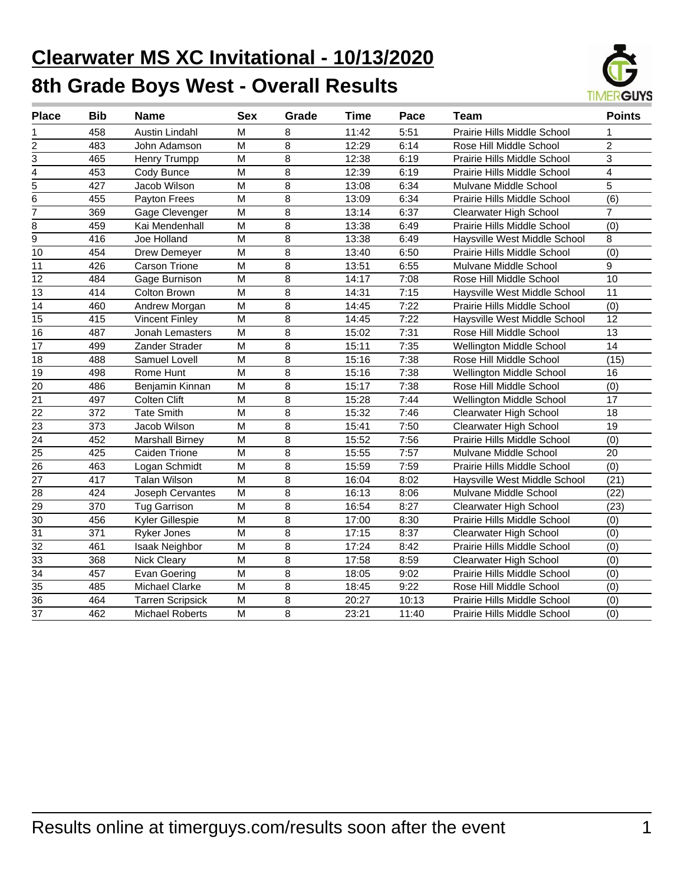# Clearwater MS XC Invitational - 10/13/2020

## 8th Grade Boys West - Overall Results

| Place | Bib | Name | Sex | Grade | Time | Pace | Team | Points |
|---|---|---|---|---|---|---|---|---|
| 1 | 458 | Austin Lindahl | M | 8 | 11:42 | 5:51 | Prairie Hills Middle School | 1 |
| 2 | 483 | John Adamson | M | 8 | 12:29 | 6:14 | Rose Hill Middle School | 2 |
| 3 | 465 | Henry Trumpp | M | 8 | 12:38 | 6:19 | Prairie Hills Middle School | 3 |
| 4 | 453 | Cody Bunce | M | 8 | 12:39 | 6:19 | Prairie Hills Middle School | 4 |
| 5 | 427 | Jacob Wilson | M | 8 | 13:08 | 6:34 | Mulvane Middle School | 5 |
| 6 | 455 | Payton Frees | M | 8 | 13:09 | 6:34 | Prairie Hills Middle School | (6) |
| 7 | 369 | Gage Clevenger | M | 8 | 13:14 | 6:37 | Clearwater High School | 7 |
| 8 | 459 | Kai Mendenhall | M | 8 | 13:38 | 6:49 | Prairie Hills Middle School | (0) |
| 9 | 416 | Joe Holland | M | 8 | 13:38 | 6:49 | Haysville West Middle School | 8 |
| 10 | 454 | Drew Demeyer | M | 8 | 13:40 | 6:50 | Prairie Hills Middle School | (0) |
| 11 | 426 | Carson Trione | M | 8 | 13:51 | 6:55 | Mulvane Middle School | 9 |
| 12 | 484 | Gage Burnison | M | 8 | 14:17 | 7:08 | Rose Hill Middle School | 10 |
| 13 | 414 | Colton Brown | M | 8 | 14:31 | 7:15 | Haysville West Middle School | 11 |
| 14 | 460 | Andrew Morgan | M | 8 | 14:45 | 7:22 | Prairie Hills Middle School | (0) |
| 15 | 415 | Vincent Finley | M | 8 | 14:45 | 7:22 | Haysville West Middle School | 12 |
| 16 | 487 | Jonah Lemasters | M | 8 | 15:02 | 7:31 | Rose Hill Middle School | 13 |
| 17 | 499 | Zander Strader | M | 8 | 15:11 | 7:35 | Wellington Middle School | 14 |
| 18 | 488 | Samuel Lovell | M | 8 | 15:16 | 7:38 | Rose Hill Middle School | (15) |
| 19 | 498 | Rome Hunt | M | 8 | 15:16 | 7:38 | Wellington Middle School | 16 |
| 20 | 486 | Benjamin Kinnan | M | 8 | 15:17 | 7:38 | Rose Hill Middle School | (0) |
| 21 | 497 | Colten Clift | M | 8 | 15:28 | 7:44 | Wellington Middle School | 17 |
| 22 | 372 | Tate Smith | M | 8 | 15:32 | 7:46 | Clearwater High School | 18 |
| 23 | 373 | Jacob Wilson | M | 8 | 15:41 | 7:50 | Clearwater High School | 19 |
| 24 | 452 | Marshall Birney | M | 8 | 15:52 | 7:56 | Prairie Hills Middle School | (0) |
| 25 | 425 | Caiden Trione | M | 8 | 15:55 | 7:57 | Mulvane Middle School | 20 |
| 26 | 463 | Logan Schmidt | M | 8 | 15:59 | 7:59 | Prairie Hills Middle School | (0) |
| 27 | 417 | Talan Wilson | M | 8 | 16:04 | 8:02 | Haysville West Middle School | (21) |
| 28 | 424 | Joseph Cervantes | M | 8 | 16:13 | 8:06 | Mulvane Middle School | (22) |
| 29 | 370 | Tug Garrison | M | 8 | 16:54 | 8:27 | Clearwater High School | (23) |
| 30 | 456 | Kyler Gillespie | M | 8 | 17:00 | 8:30 | Prairie Hills Middle School | (0) |
| 31 | 371 | Ryker Jones | M | 8 | 17:15 | 8:37 | Clearwater High School | (0) |
| 32 | 461 | Isaak Neighbor | M | 8 | 17:24 | 8:42 | Prairie Hills Middle School | (0) |
| 33 | 368 | Nick Cleary | M | 8 | 17:58 | 8:59 | Clearwater High School | (0) |
| 34 | 457 | Evan Goering | M | 8 | 18:05 | 9:02 | Prairie Hills Middle School | (0) |
| 35 | 485 | Michael Clarke | M | 8 | 18:45 | 9:22 | Rose Hill Middle School | (0) |
| 36 | 464 | Tarren Scripsick | M | 8 | 20:27 | 10:13 | Prairie Hills Middle School | (0) |
| 37 | 462 | Michael Roberts | M | 8 | 23:21 | 11:40 | Prairie Hills Middle School | (0) |

Results online at timerguys.com/results soon after the event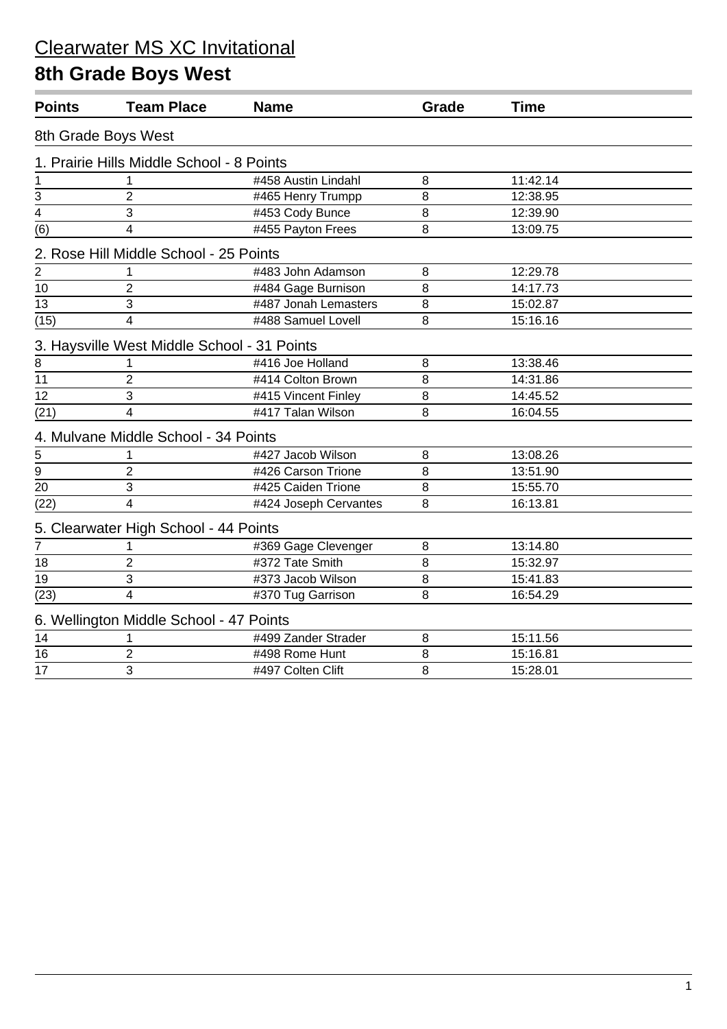# Clearwater MS XC Invitational

## 8th Grade Boys West

| Points | Team Place | Name | Grade | Time |
|---|---|---|---|---|
| **8th Grade Boys West** | | | | |
| **1. Prairie Hills Middle School - 8 Points** | | | | |
| 1 | 1 | #458 Austin Lindahl | 8 | 11:42.14 |
| 3 | 2 | #465 Henry Trumpp | 8 | 12:38.95 |
| 4 | 3 | #453 Cody Bunce | 8 | 12:39.90 |
| (6) | 4 | #455 Payton Frees | 8 | 13:09.75 |
| **2. Rose Hill Middle School - 25 Points** | | | | |
| 2 | 1 | #483 John Adamson | 8 | 12:29.78 |
| 10 | 2 | #484 Gage Burnison | 8 | 14:17.73 |
| 13 | 3 | #487 Jonah Lemasters | 8 | 15:02.87 |
| (15) | 4 | #488 Samuel Lovell | 8 | 15:16.16 |
| **3. Haysville West Middle School - 31 Points** | | | | |
| 8 | 1 | #416 Joe Holland | 8 | 13:38.46 |
| 11 | 2 | #414 Colton Brown | 8 | 14:31.86 |
| 12 | 3 | #415 Vincent Finley | 8 | 14:45.52 |
| (21) | 4 | #417 Talan Wilson | 8 | 16:04.55 |
| **4. Mulvane Middle School - 34 Points** | | | | |
| 5 | 1 | #427 Jacob Wilson | 8 | 13:08.26 |
| 9 | 2 | #426 Carson Trione | 8 | 13:51.90 |
| 20 | 3 | #425 Caiden Trione | 8 | 15:55.70 |
| (22) | 4 | #424 Joseph Cervantes | 8 | 16:13.81 |
| **5. Clearwater High School - 44 Points** | | | | |
| 7 | 1 | #369 Gage Clevenger | 8 | 13:14.80 |
| 18 | 2 | #372 Tate Smith | 8 | 15:32.97 |
| 19 | 3 | #373 Jacob Wilson | 8 | 15:41.83 |
| (23) | 4 | #370 Tug Garrison | 8 | 16:54.29 |
| **6. Wellington Middle School - 47 Points** | | | | |
| 14 | 1 | #499 Zander Strader | 8 | 15:11.56 |
| 16 | 2 | #498 Rome Hunt | 8 | 15:16.81 |
| 17 | 3 | #497 Colten Clift | 8 | 15:28.01 |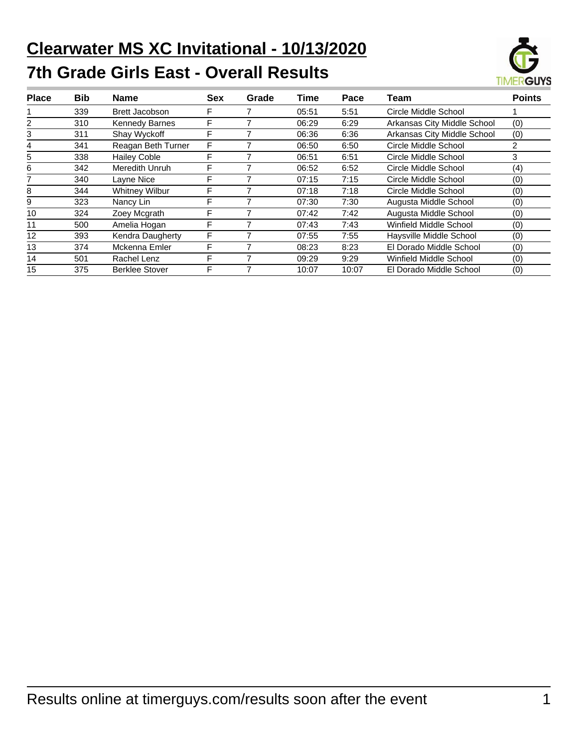# Clearwater MS XC Invitational - 10/13/2020

## 7th Grade Girls East - Overall Results

| Place | Bib | Name | Sex | Grade | Time | Pace | Team | Points |
|---|---|---|---|---|---|---|---|---|
| 1 | 339 | Brett Jacobson | F | 7 | 05:51 | 5:51 | Circle Middle School | 1 |
| 2 | 310 | Kennedy Barnes | F | 7 | 06:29 | 6:29 | Arkansas City Middle School | (0) |
| 3 | 311 | Shay Wyckoff | F | 7 | 06:36 | 6:36 | Arkansas City Middle School | (0) |
| 4 | 341 | Reagan Beth Turner | F | 7 | 06:50 | 6:50 | Circle Middle School | 2 |
| 5 | 338 | Hailey Coble | F | 7 | 06:51 | 6:51 | Circle Middle School | 3 |
| 6 | 342 | Meredith Unruh | F | 7 | 06:52 | 6:52 | Circle Middle School | (4) |
| 7 | 340 | Layne Nice | F | 7 | 07:15 | 7:15 | Circle Middle School | (0) |
| 8 | 344 | Whitney Wilbur | F | 7 | 07:18 | 7:18 | Circle Middle School | (0) |
| 9 | 323 | Nancy Lin | F | 7 | 07:30 | 7:30 | Augusta Middle School | (0) |
| 10 | 324 | Zoey Mcgrath | F | 7 | 07:42 | 7:42 | Augusta Middle School | (0) |
| 11 | 500 | Amelia Hogan | F | 7 | 07:43 | 7:43 | Winfield Middle School | (0) |
| 12 | 393 | Kendra Daugherty | F | 7 | 07:55 | 7:55 | Haysville Middle School | (0) |
| 13 | 374 | Mckenna Emler | F | 7 | 08:23 | 8:23 | El Dorado Middle School | (0) |
| 14 | 501 | Rachel Lenz | F | 7 | 09:29 | 9:29 | Winfield Middle School | (0) |
| 15 | 375 | Berklee Stover | F | 7 | 10:07 | 10:07 | El Dorado Middle School | (0) |

Results online at timerguys.com/results soon after the event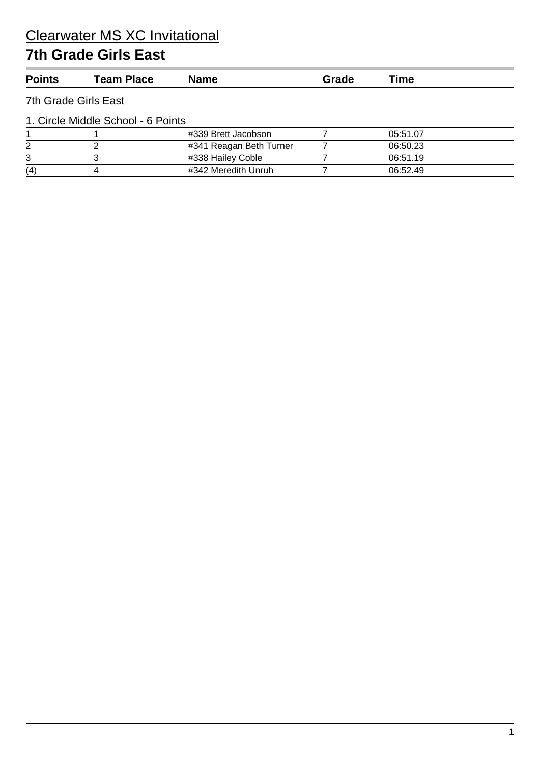# Clearwater MS XC Invitational

## 7th Grade Girls East

| Points | Team Place | Name | Grade | Time |
|---|---|---|---|---|
| 7th Grade Girls East | | | | |
| 1. Circle Middle School - 6 Points | | | | |
| 1 | 1 | #339 Brett Jacobson | 7 | 05:51.07 |
| 2 | 2 | #341 Reagan Beth Turner | 7 | 06:50.23 |
| 3 | 3 | #338 Hailey Coble | 7 | 06:51.19 |
| (4) | 4 | #342 Meredith Unruh | 7 | 06:52.49 |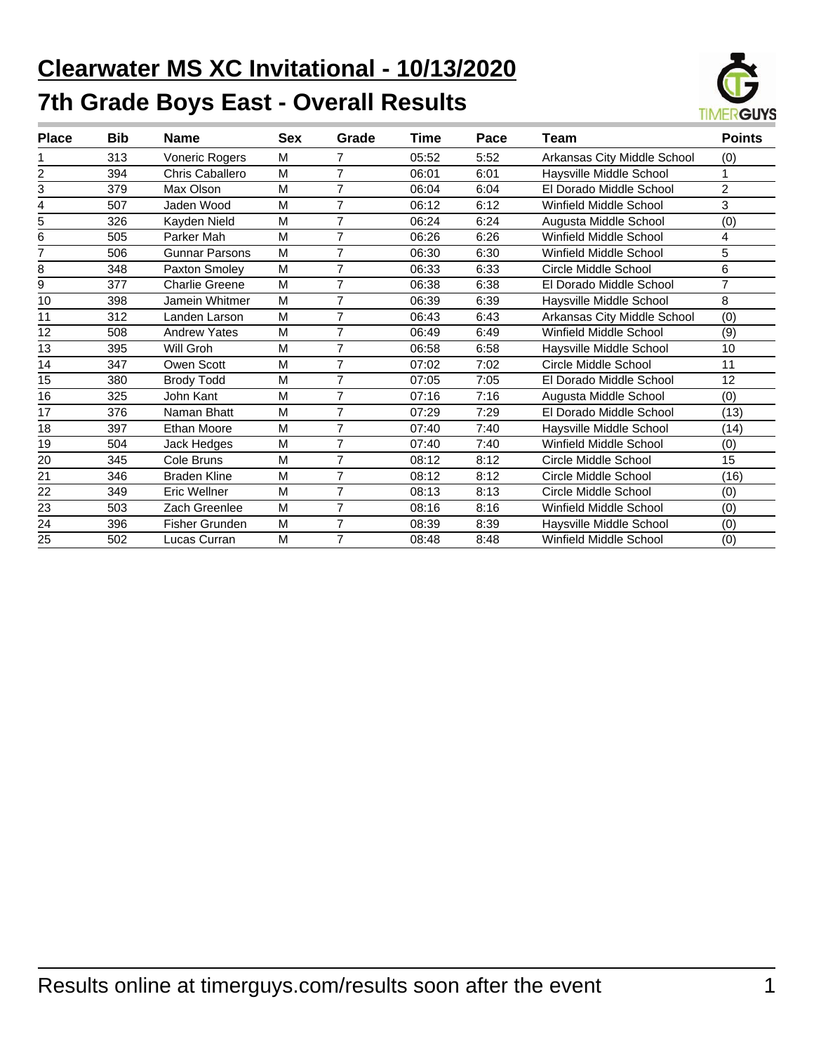# Clearwater MS XC Invitational - 10/13/2020

## 7th Grade Boys East - Overall Results

| Place | Bib | Name | Sex | Grade | Time | Pace | Team | Points |
|---|---|---|---|---|---|---|---|---|
| 1 | 313 | Voneric Rogers | M | 7 | 05:52 | 5:52 | Arkansas City Middle School | (0) |
| 2 | 394 | Chris Caballero | M | 7 | 06:01 | 6:01 | Haysville Middle School | 1 |
| 3 | 379 | Max Olson | M | 7 | 06:04 | 6:04 | El Dorado Middle School | 2 |
| 4 | 507 | Jaden Wood | M | 7 | 06:12 | 6:12 | Winfield Middle School | 3 |
| 5 | 326 | Kayden Nield | M | 7 | 06:24 | 6:24 | Augusta Middle School | (0) |
| 6 | 505 | Parker Mah | M | 7 | 06:26 | 6:26 | Winfield Middle School | 4 |
| 7 | 506 | Gunnar Parsons | M | 7 | 06:30 | 6:30 | Winfield Middle School | 5 |
| 8 | 348 | Paxton Smoley | M | 7 | 06:33 | 6:33 | Circle Middle School | 6 |
| 9 | 377 | Charlie Greene | M | 7 | 06:38 | 6:38 | El Dorado Middle School | 7 |
| 10 | 398 | Jamein Whitmer | M | 7 | 06:39 | 6:39 | Haysville Middle School | 8 |
| 11 | 312 | Landen Larson | M | 7 | 06:43 | 6:43 | Arkansas City Middle School | (0) |
| 12 | 508 | Andrew Yates | M | 7 | 06:49 | 6:49 | Winfield Middle School | (9) |
| 13 | 395 | Will Groh | M | 7 | 06:58 | 6:58 | Haysville Middle School | 10 |
| 14 | 347 | Owen Scott | M | 7 | 07:02 | 7:02 | Circle Middle School | 11 |
| 15 | 380 | Brody Todd | M | 7 | 07:05 | 7:05 | El Dorado Middle School | 12 |
| 16 | 325 | John Kant | M | 7 | 07:16 | 7:16 | Augusta Middle School | (0) |
| 17 | 376 | Naman Bhatt | M | 7 | 07:29 | 7:29 | El Dorado Middle School | (13) |
| 18 | 397 | Ethan Moore | M | 7 | 07:40 | 7:40 | Haysville Middle School | (14) |
| 19 | 504 | Jack Hedges | M | 7 | 07:40 | 7:40 | Winfield Middle School | (0) |
| 20 | 345 | Cole Bruns | M | 7 | 08:12 | 8:12 | Circle Middle School | 15 |
| 21 | 346 | Braden Kline | M | 7 | 08:12 | 8:12 | Circle Middle School | (16) |
| 22 | 349 | Eric Wellner | M | 7 | 08:13 | 8:13 | Circle Middle School | (0) |
| 23 | 503 | Zach Greenlee | M | 7 | 08:16 | 8:16 | Winfield Middle School | (0) |
| 24 | 396 | Fisher Grunden | M | 7 | 08:39 | 8:39 | Haysville Middle School | (0) |
| 25 | 502 | Lucas Curran | M | 7 | 08:48 | 8:48 | Winfield Middle School | (0) |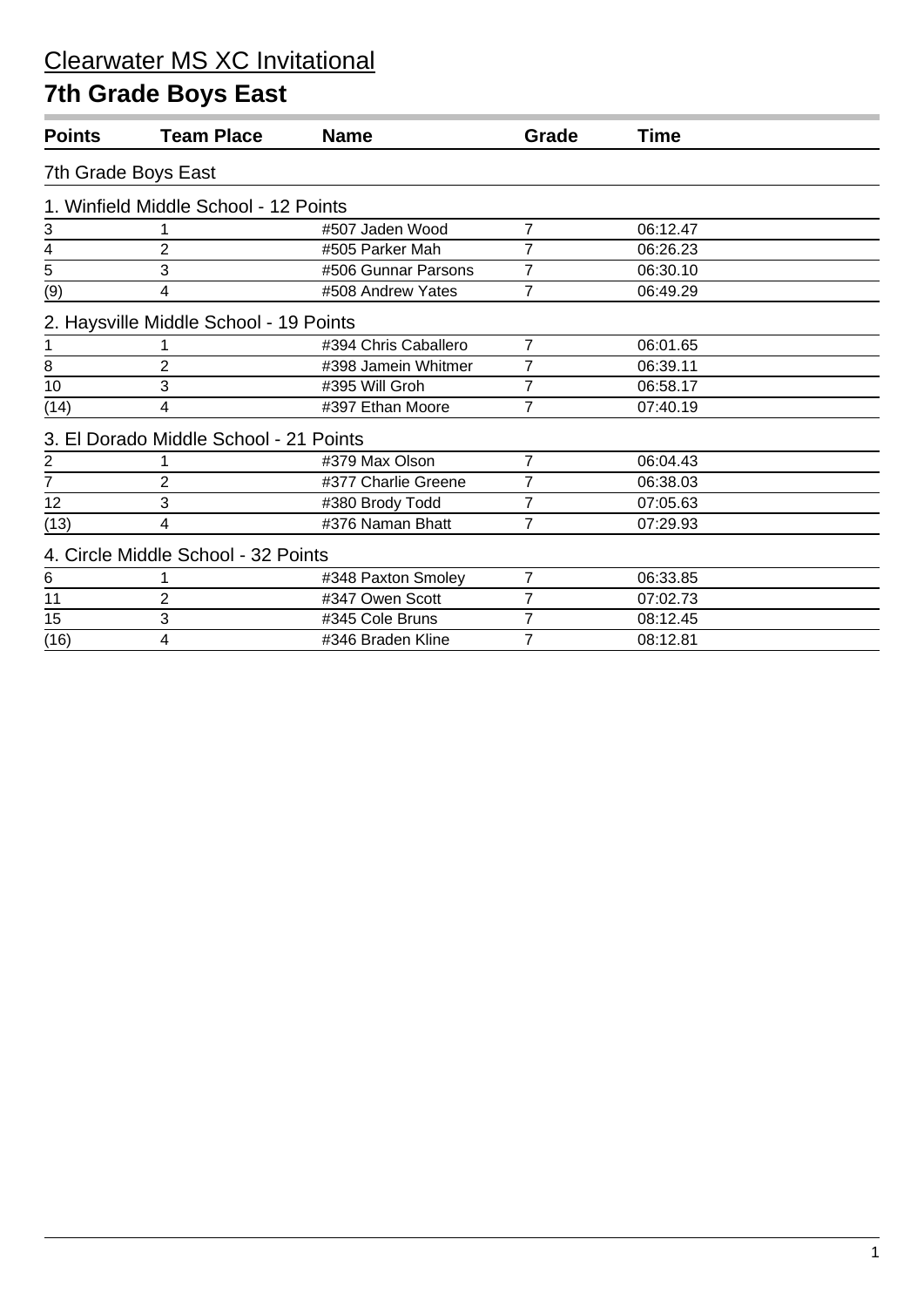# Clearwater MS XC Invitational

## 7th Grade Boys East

| Points | Team Place | Name | Grade | Time |
|---|---|---|---|---|
| **7th Grade Boys East** | | | | |
| **1. Winfield Middle School - 12 Points** | | | | |
| 3 | 1 | #507 Jaden Wood | 7 | 06:12.47 |
| 4 | 2 | #505 Parker Mah | 7 | 06:26.23 |
| 5 | 3 | #506 Gunnar Parsons | 7 | 06:30.10 |
| (9) | 4 | #508 Andrew Yates | 7 | 06:49.29 |
| **2. Haysville Middle School - 19 Points** | | | | |
| 1 | 1 | #394 Chris Caballero | 7 | 06:01.65 |
| 8 | 2 | #398 Jamein Whitmer | 7 | 06:39.11 |
| 10 | 3 | #395 Will Groh | 7 | 06:58.17 |
| (14) | 4 | #397 Ethan Moore | 7 | 07:40.19 |
| **3. El Dorado Middle School - 21 Points** | | | | |
| 2 | 1 | #379 Max Olson | 7 | 06:04.43 |
| 7 | 2 | #377 Charlie Greene | 7 | 06:38.03 |
| 12 | 3 | #380 Brody Todd | 7 | 07:05.63 |
| (13) | 4 | #376 Naman Bhatt | 7 | 07:29.93 |
| **4. Circle Middle School - 32 Points** | | | | |
| 6 | 1 | #348 Paxton Smoley | 7 | 06:33.85 |
| 11 | 2 | #347 Owen Scott | 7 | 07:02.73 |
| 15 | 3 | #345 Cole Bruns | 7 | 08:12.45 |
| (16) | 4 | #346 Braden Kline | 7 | 08:12.81 |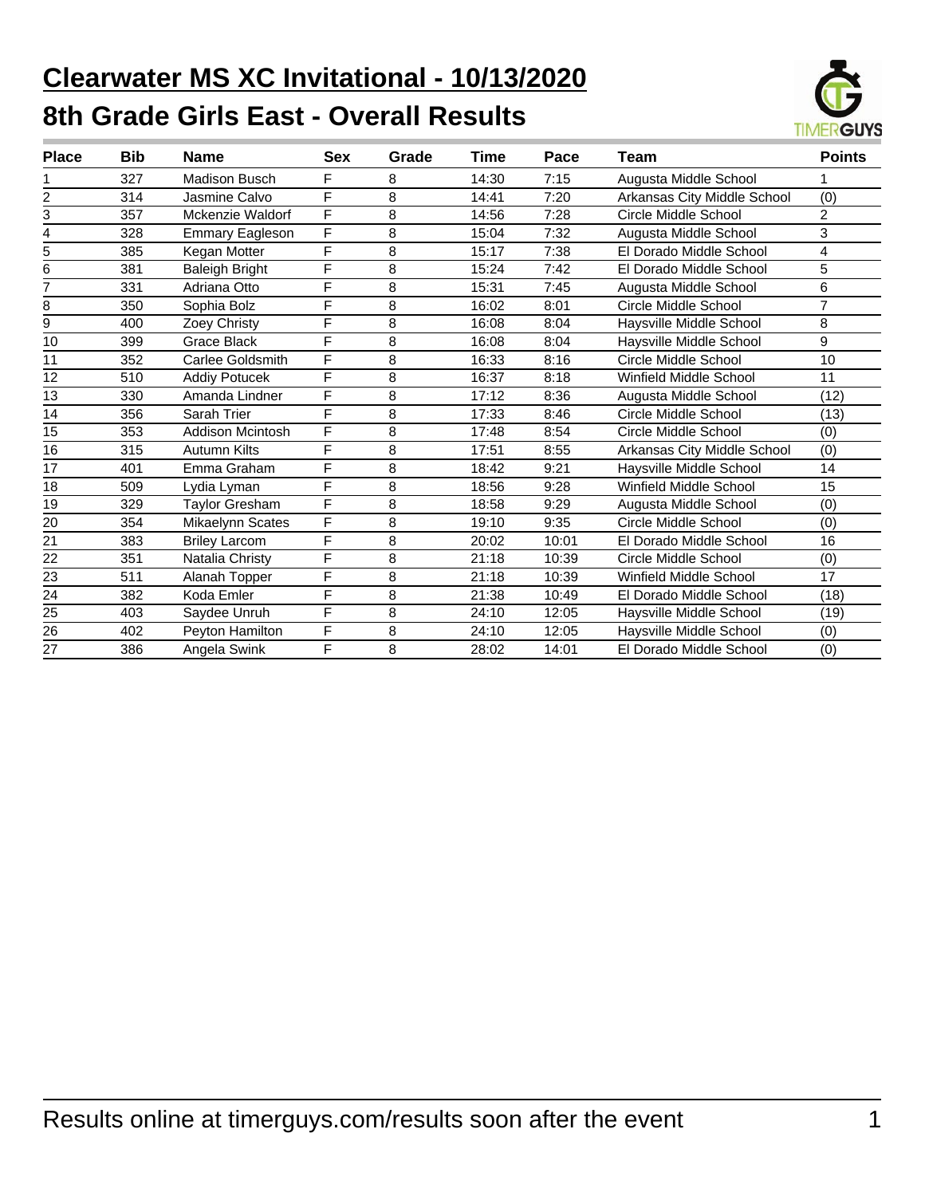# Clearwater MS XC Invitational - 10/13/2020

## 8th Grade Girls East - Overall Results

| Place | Bib | Name | Sex | Grade | Time | Pace | Team | Points |
|---|---|---|---|---|---|---|---|---|
| 1 | 327 | Madison Busch | F | 8 | 14:30 | 7:15 | Augusta Middle School | 1 |
| 2 | 314 | Jasmine Calvo | F | 8 | 14:41 | 7:20 | Arkansas City Middle School | (0) |
| 3 | 357 | Mckenzie Waldorf | F | 8 | 14:56 | 7:28 | Circle Middle School | 2 |
| 4 | 328 | Emmary Eagleson | F | 8 | 15:04 | 7:32 | Augusta Middle School | 3 |
| 5 | 385 | Kegan Motter | F | 8 | 15:17 | 7:38 | El Dorado Middle School | 4 |
| 6 | 381 | Baleigh Bright | F | 8 | 15:24 | 7:42 | El Dorado Middle School | 5 |
| 7 | 331 | Adriana Otto | F | 8 | 15:31 | 7:45 | Augusta Middle School | 6 |
| 8 | 350 | Sophia Bolz | F | 8 | 16:02 | 8:01 | Circle Middle School | 7 |
| 9 | 400 | Zoey Christy | F | 8 | 16:08 | 8:04 | Haysville Middle School | 8 |
| 10 | 399 | Grace Black | F | 8 | 16:08 | 8:04 | Haysville Middle School | 9 |
| 11 | 352 | Carlee Goldsmith | F | 8 | 16:33 | 8:16 | Circle Middle School | 10 |
| 12 | 510 | Addiy Potucek | F | 8 | 16:37 | 8:18 | Winfield Middle School | 11 |
| 13 | 330 | Amanda Lindner | F | 8 | 17:12 | 8:36 | Augusta Middle School | (12) |
| 14 | 356 | Sarah Trier | F | 8 | 17:33 | 8:46 | Circle Middle School | (13) |
| 15 | 353 | Addison Mcintosh | F | 8 | 17:48 | 8:54 | Circle Middle School | (0) |
| 16 | 315 | Autumn Kilts | F | 8 | 17:51 | 8:55 | Arkansas City Middle School | (0) |
| 17 | 401 | Emma Graham | F | 8 | 18:42 | 9:21 | Haysville Middle School | 14 |
| 18 | 509 | Lydia Lyman | F | 8 | 18:56 | 9:28 | Winfield Middle School | 15 |
| 19 | 329 | Taylor Gresham | F | 8 | 18:58 | 9:29 | Augusta Middle School | (0) |
| 20 | 354 | Mikaelynn Scates | F | 8 | 19:10 | 9:35 | Circle Middle School | (0) |
| 21 | 383 | Briley Larcom | F | 8 | 20:02 | 10:01 | El Dorado Middle School | 16 |
| 22 | 351 | Natalia Christy | F | 8 | 21:18 | 10:39 | Circle Middle School | (0) |
| 23 | 511 | Alanah Topper | F | 8 | 21:18 | 10:39 | Winfield Middle School | 17 |
| 24 | 382 | Koda Emler | F | 8 | 21:38 | 10:49 | El Dorado Middle School | (18) |
| 25 | 403 | Saydee Unruh | F | 8 | 24:10 | 12:05 | Haysville Middle School | (19) |
| 26 | 402 | Peyton Hamilton | F | 8 | 24:10 | 12:05 | Haysville Middle School | (0) |
| 27 | 386 | Angela Swink | F | 8 | 28:02 | 14:01 | El Dorado Middle School | (0) |

Results online at timerguys.com/results soon after the event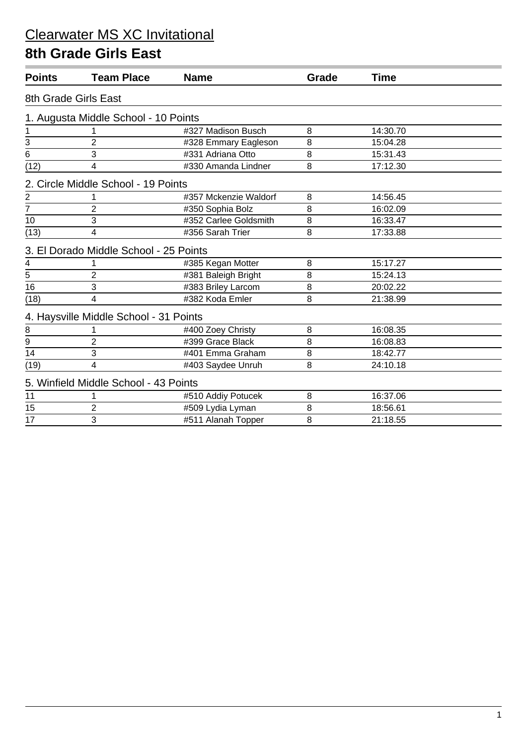# Clearwater MS XC Invitational

## 8th Grade Girls East

| Points | Team Place | Name | Grade | Time |
|---|---|---|---|---|
| 8th Grade Girls East | | | | |
| 1. Augusta Middle School - 10 Points | | | | |
| 1 | 1 | #327 Madison Busch | 8 | 14:30.70 |
| 3 | 2 | #328 Emmary Eagleson | 8 | 15:04.28 |
| 6 | 3 | #331 Adriana Otto | 8 | 15:31.43 |
| (12) | 4 | #330 Amanda Lindner | 8 | 17:12.30 |
| 2. Circle Middle School - 19 Points | | | | |
| 2 | 1 | #357 Mckenzie Waldorf | 8 | 14:56.45 |
| 7 | 2 | #350 Sophia Bolz | 8 | 16:02.09 |
| 10 | 3 | #352 Carlee Goldsmith | 8 | 16:33.47 |
| (13) | 4 | #356 Sarah Trier | 8 | 17:33.88 |
| 3. El Dorado Middle School - 25 Points | | | | |
| 4 | 1 | #385 Kegan Motter | 8 | 15:17.27 |
| 5 | 2 | #381 Baleigh Bright | 8 | 15:24.13 |
| 16 | 3 | #383 Briley Larcom | 8 | 20:02.22 |
| (18) | 4 | #382 Koda Emler | 8 | 21:38.99 |
| 4. Haysville Middle School - 31 Points | | | | |
| 8 | 1 | #400 Zoey Christy | 8 | 16:08.35 |
| 9 | 2 | #399 Grace Black | 8 | 16:08.83 |
| 14 | 3 | #401 Emma Graham | 8 | 18:42.77 |
| (19) | 4 | #403 Saydee Unruh | 8 | 24:10.18 |
| 5. Winfield Middle School - 43 Points | | | | |
| 11 | 1 | #510 Addiy Potucek | 8 | 16:37.06 |
| 15 | 2 | #509 Lydia Lyman | 8 | 18:56.61 |
| 17 | 3 | #511 Alanah Topper | 8 | 21:18.55 |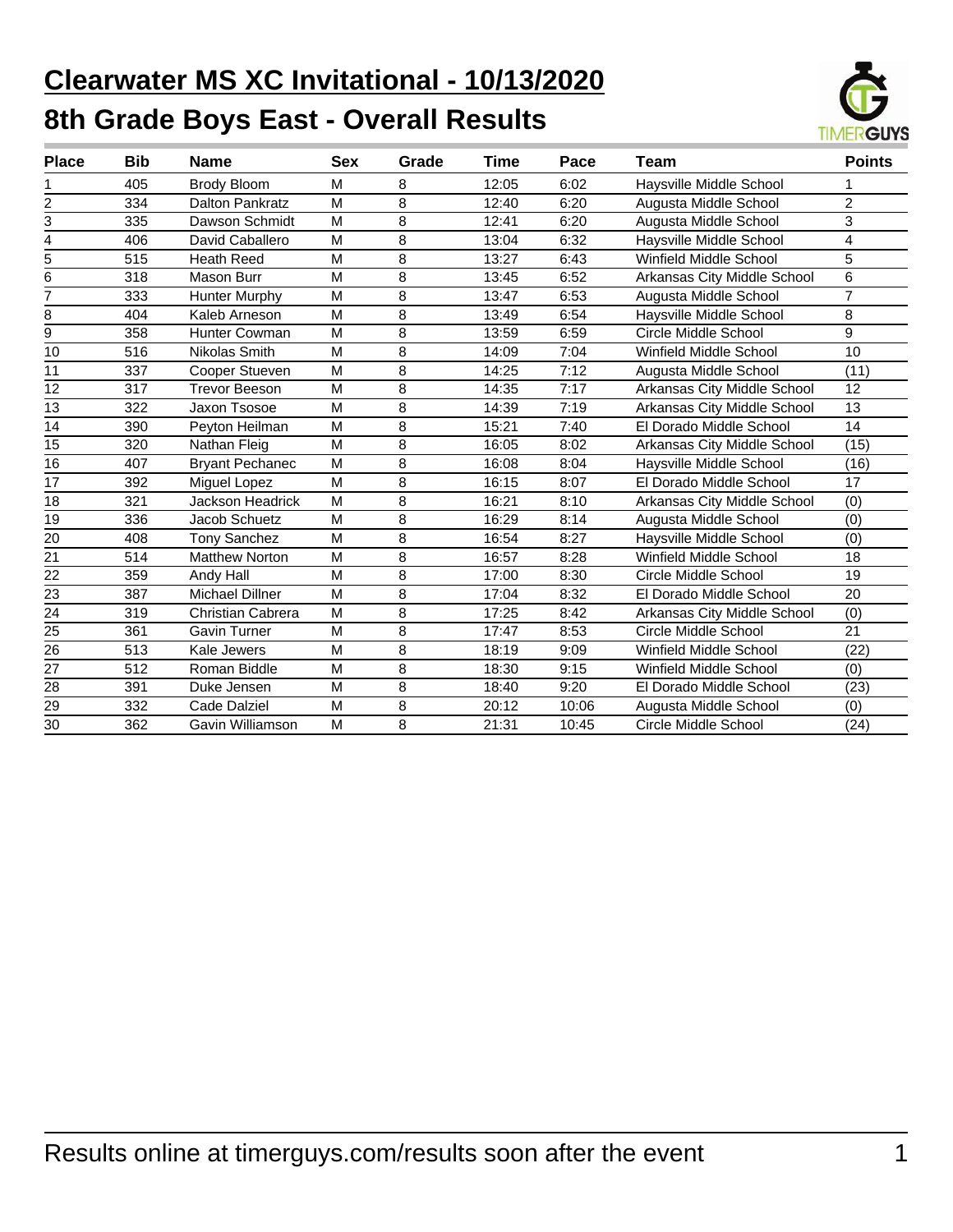# Clearwater MS XC Invitational - 10/13/2020

## 8th Grade Boys East - Overall Results

| Place | Bib | Name | Sex | Grade | Time | Pace | Team | Points |
|---|---|---|---|---|---|---|---|---|
| 1 | 405 | Brody Bloom | M | 8 | 12:05 | 6:02 | Haysville Middle School | 1 |
| 2 | 334 | Dalton Pankratz | M | 8 | 12:40 | 6:20 | Augusta Middle School | 2 |
| 3 | 335 | Dawson Schmidt | M | 8 | 12:41 | 6:20 | Augusta Middle School | 3 |
| 4 | 406 | David Caballero | M | 8 | 13:04 | 6:32 | Haysville Middle School | 4 |
| 5 | 515 | Heath Reed | M | 8 | 13:27 | 6:43 | Winfield Middle School | 5 |
| 6 | 318 | Mason Burr | M | 8 | 13:45 | 6:52 | Arkansas City Middle School | 6 |
| 7 | 333 | Hunter Murphy | M | 8 | 13:47 | 6:53 | Augusta Middle School | 7 |
| 8 | 404 | Kaleb Arneson | M | 8 | 13:49 | 6:54 | Haysville Middle School | 8 |
| 9 | 358 | Hunter Cowman | M | 8 | 13:59 | 6:59 | Circle Middle School | 9 |
| 10 | 516 | Nikolas Smith | M | 8 | 14:09 | 7:04 | Winfield Middle School | 10 |
| 11 | 337 | Cooper Stueven | M | 8 | 14:25 | 7:12 | Augusta Middle School | (11) |
| 12 | 317 | Trevor Beeson | M | 8 | 14:35 | 7:17 | Arkansas City Middle School | 12 |
| 13 | 322 | Jaxon Tsosoe | M | 8 | 14:39 | 7:19 | Arkansas City Middle School | 13 |
| 14 | 390 | Peyton Heilman | M | 8 | 15:21 | 7:40 | El Dorado Middle School | 14 |
| 15 | 320 | Nathan Fleig | M | 8 | 16:05 | 8:02 | Arkansas City Middle School | (15) |
| 16 | 407 | Bryant Pechanec | M | 8 | 16:08 | 8:04 | Haysville Middle School | (16) |
| 17 | 392 | Miguel Lopez | M | 8 | 16:15 | 8:07 | El Dorado Middle School | 17 |
| 18 | 321 | Jackson Headrick | M | 8 | 16:21 | 8:10 | Arkansas City Middle School | (0) |
| 19 | 336 | Jacob Schuetz | M | 8 | 16:29 | 8:14 | Augusta Middle School | (0) |
| 20 | 408 | Tony Sanchez | M | 8 | 16:54 | 8:27 | Haysville Middle School | (0) |
| 21 | 514 | Matthew Norton | M | 8 | 16:57 | 8:28 | Winfield Middle School | 18 |
| 22 | 359 | Andy Hall | M | 8 | 17:00 | 8:30 | Circle Middle School | 19 |
| 23 | 387 | Michael Dillner | M | 8 | 17:04 | 8:32 | El Dorado Middle School | 20 |
| 24 | 319 | Christian Cabrera | M | 8 | 17:25 | 8:42 | Arkansas City Middle School | (0) |
| 25 | 361 | Gavin Turner | M | 8 | 17:47 | 8:53 | Circle Middle School | 21 |
| 26 | 513 | Kale Jewers | M | 8 | 18:19 | 9:09 | Winfield Middle School | (22) |
| 27 | 512 | Roman Biddle | M | 8 | 18:30 | 9:15 | Winfield Middle School | (0) |
| 28 | 391 | Duke Jensen | M | 8 | 18:40 | 9:20 | El Dorado Middle School | (23) |
| 29 | 332 | Cade Dalziel | M | 8 | 20:12 | 10:06 | Augusta Middle School | (0) |
| 30 | 362 | Gavin Williamson | M | 8 | 21:31 | 10:45 | Circle Middle School | (24) |

Results online at timerguys.com/results soon after the event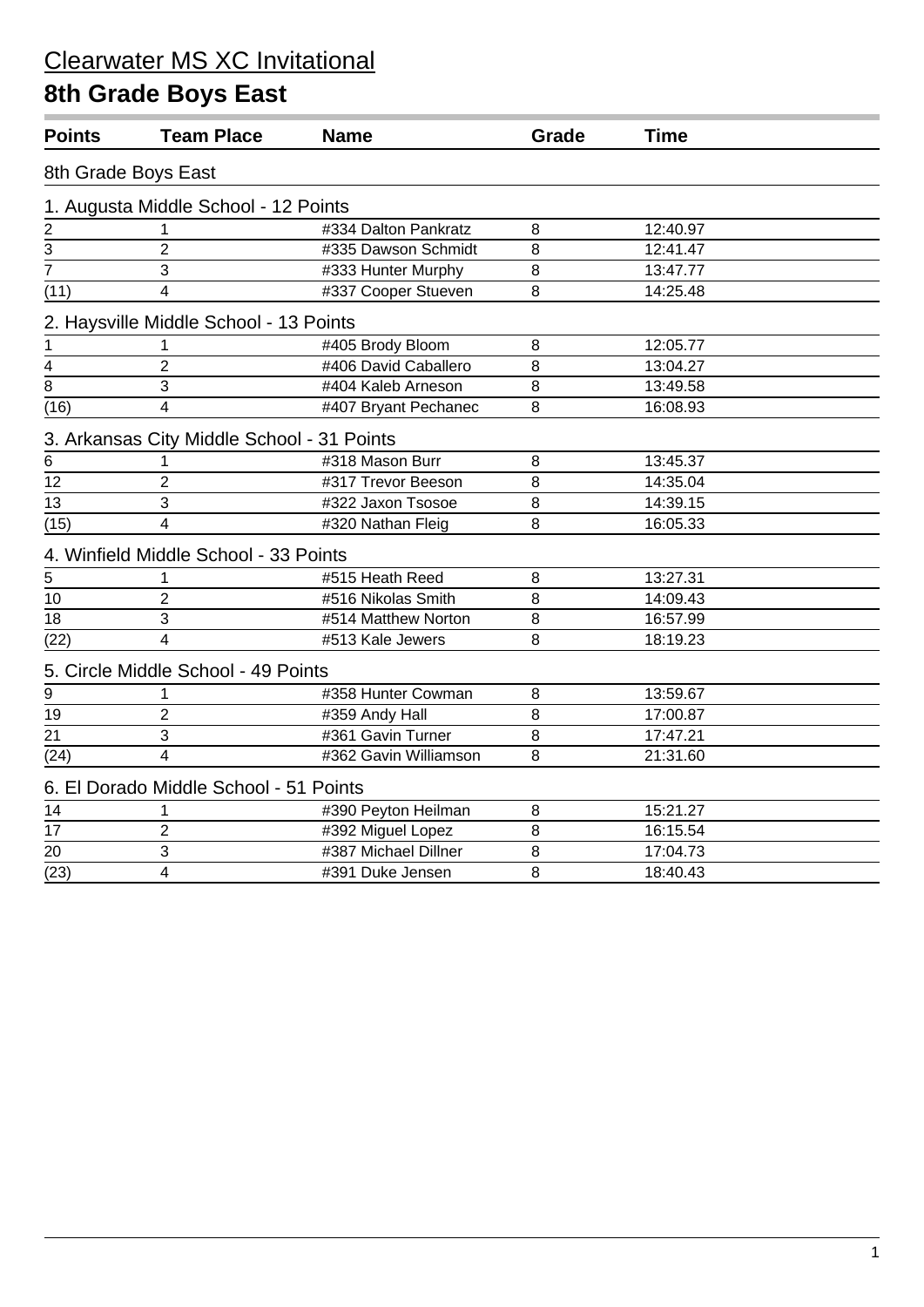# Clearwater MS XC Invitational

## 8th Grade Boys East

| Points | Team Place | Name | Grade | Time |
|---|---|---|---|---|
| 8th Grade Boys East | | | | |
| 1. Augusta Middle School - 12 Points | | | | |
| 2 | 1 | #334 Dalton Pankratz | 8 | 12:40.97 |
| 3 | 2 | #335 Dawson Schmidt | 8 | 12:41.47 |
| 7 | 3 | #333 Hunter Murphy | 8 | 13:47.77 |
| (11) | 4 | #337 Cooper Stueven | 8 | 14:25.48 |
| 2. Haysville Middle School - 13 Points | | | | |
| 1 | 1 | #405 Brody Bloom | 8 | 12:05.77 |
| 4 | 2 | #406 David Caballero | 8 | 13:04.27 |
| 8 | 3 | #404 Kaleb Arneson | 8 | 13:49.58 |
| (16) | 4 | #407 Bryant Pechanec | 8 | 16:08.93 |
| 3. Arkansas City Middle School - 31 Points | | | | |
| 6 | 1 | #318 Mason Burr | 8 | 13:45.37 |
| 12 | 2 | #317 Trevor Beeson | 8 | 14:35.04 |
| 13 | 3 | #322 Jaxon Tsosoe | 8 | 14:39.15 |
| (15) | 4 | #320 Nathan Fleig | 8 | 16:05.33 |
| 4. Winfield Middle School - 33 Points | | | | |
| 5 | 1 | #515 Heath Reed | 8 | 13:27.31 |
| 10 | 2 | #516 Nikolas Smith | 8 | 14:09.43 |
| 18 | 3 | #514 Matthew Norton | 8 | 16:57.99 |
| (22) | 4 | #513 Kale Jewers | 8 | 18:19.23 |
| 5. Circle Middle School - 49 Points | | | | |
| 9 | 1 | #358 Hunter Cowman | 8 | 13:59.67 |
| 19 | 2 | #359 Andy Hall | 8 | 17:00.87 |
| 21 | 3 | #361 Gavin Turner | 8 | 17:47.21 |
| (24) | 4 | #362 Gavin Williamson | 8 | 21:31.60 |
| 6. El Dorado Middle School - 51 Points | | | | |
| 14 | 1 | #390 Peyton Heilman | 8 | 15:21.27 |
| 17 | 2 | #392 Miguel Lopez | 8 | 16:15.54 |
| 20 | 3 | #387 Michael Dillner | 8 | 17:04.73 |
| (23) | 4 | #391 Duke Jensen | 8 | 18:40.43 |